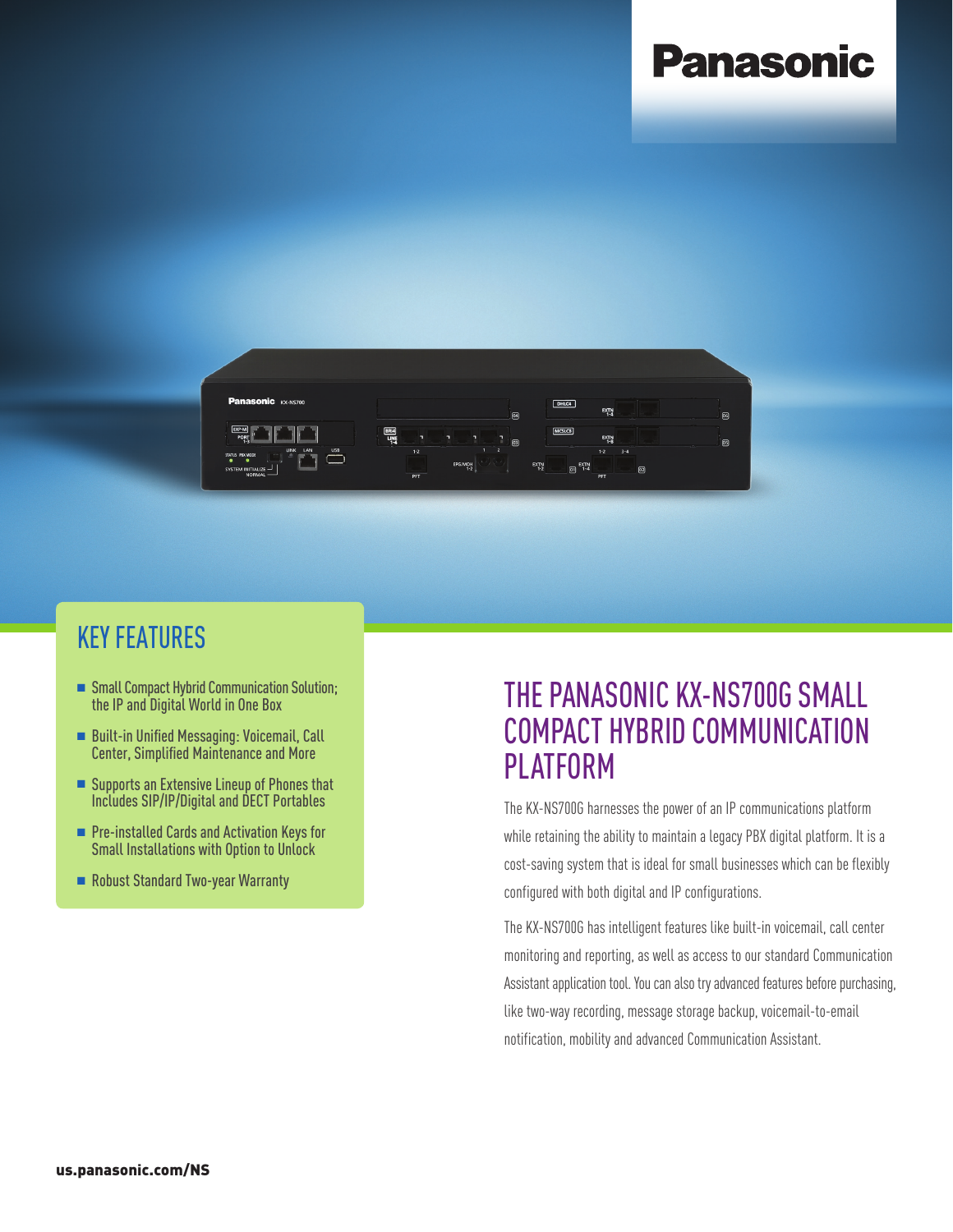Panasonic

## KEY FEATURES

- Small Compact Hybrid Communication Solution; the IP and Digital World in One Box
- Built-in Unified Messaging: Voicemail, Call Center, Simplified Maintenance and More
- Supports an Extensive Lineup of Phones that Includes SIP/IP/Digital and DECT Portables
- Pre-installed Cards and Activation Keys for Small Installations with Option to Unlock
- Robust Standard Two-year Warranty

# THE PANASONIC KX-NS700G SMALL COMPACT HYBRID COMMUNICATION PLATFORM

The KX-NS700G harnesses the power of an IP communications platform while retaining the ability to maintain a legacy PBX digital platform. It is a cost-saving system that is ideal for small businesses which can be flexibly configured with both digital and IP configurations.

The KX-NS700G has intelligent features like built-in voicemail, call center monitoring and reporting, as well as access to our standard Communication Assistant application tool. You can also try advanced features before purchasing, like two-way recording, message storage backup, voicemail-to-email notification, mobility and advanced Communication Assistant.

**us.panasonic.com/NS**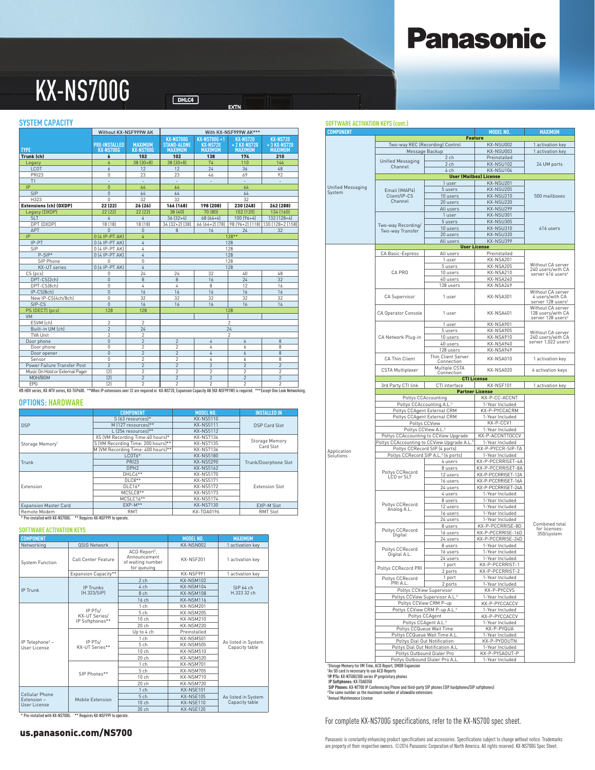# Panasonic

# KX-NS700G

## SYSTEM CAPACITY

| TYPE | Without KX-NSF999W AK: PRE-INSTALLED KX-NS700G | Without KX-NSF999W AK: MAXIMUM KX-NS700G | With KX-NSF999W AK***: KX-NS700G STAND-ALONE MAXIMUM | With KX-NSF999W AK***: KX-NS700G +1 KX-NS720 MAXIMUM | With KX-NSF999W AK***: KX-NS720 + 2 KX-NS720 MAXIMUM | With KX-NSF999W AK***: KX-NS720 + 3 KX-NS720 MAXIMUM |
|---|---|---|---|---|---|---|
| **Trunk (ch)** | **6** | **102** | **102** | **138** | **174** | **210** |
| Legacy | 6 | 38 (30+8) | 38 (30+8) | 74 | 110 | 146 |
| LCOT | 6 | 12 | 12 | 24 | 36 | 48 |
| PRI23 | 0 | 23 | 23 | 46 | 69 | 92 |
| T1 | - | - | - | - | - | - |
| IP | 0 | 64 | 64 | 64 | | |
| SIP | 0 | 64 | 64 | 64 | | |
| H323 | 0 | 32 | 32 | 32 | | |
| **Extensions (ch) (DXDP)** | **22 (22)** | **26 (26)** | **166 (168)** | **198 (208)** | **230 (248)** | **262 (288)** |
| Legacy (DXDP) | 22 (22) | 22 (22) | 38 (40) | 70 (80) | 102 (120) | 134 (160) |
| SLT | 4 | 4 | 36 (32+4) | 68 (64+4) | 100 (96+4) | 132 (128+4) |
| DPT (DXDP) | 18 (18) | 18 (18) | 34 (32+2) (38) | 66 (64+2) (78) | 98 (96+2) (118) | 130 (128+2 (158) |
| APT | 0 | 0 | 8 | 16 | 24 | 32 |
| IP | 0 (4 IP-PT AK) | 4 | 128** | | | |
| IP-PT | 0 (4 IP-PT AK) | 4 | 128 | | | |
| SIP | 0 (4 IP-PT AK) | 4 | 128 | | | |
| P-SIP* | 0 (4 IP-PT AK) | 4 | 128 | | | |
| SIP Phone | 0 | 0 | 128 | | | |
| KX-UT series | 0 (4 IP-PT AK) | 4 | 128 | | | |
| CS (pcs) | 0 | 24 | 24 | 32 | 40 | 48 |
| DPT-CS(2ch) | 0 | 8 | 8 | 16 | 24 | 32 |
| DPT-CS(8ch) | 0 | 4 | 4 | 8 | 12 | 16 |
| IP-CS(8ch) | 0 | 16 | 16 | 16 | 16 | 16 |
| New IP-CS(4ch/8ch) | 0 | 32 | 32 | 32 | 32 | 32 |
| SIP-CS | 0 | 16 | 16 | 16 | 16 | 16 |
| PS (DECT) (pcs) | 128 | 128 | 128 | | | |
| VM | | | | | | |
| ESVM (ch) | 2 | 2 | 2 | | | |
| Built-in UM (ch) | 2 | 24 | 24 | | | |
| TVA Unit | 2 | 2 | 2 | | | |
| Door phone | 0 | 2 | 2 | 4 | 6 | 8 |
| Door phone | 0 | 2 | 2 | 4 | 6 | 8 |
| Door opener | 0 | 2 | 2 | 4 | 6 | 8 |
| Sensor | 0 | 2 | 2 | 4 | 6 | 8 |
| Power Failure Transfer Post | 2 | 2 | 2 | 2 | 2 | 2 |
| Music On Hold or External Pager | (2) | 2 | 2 | 2 | 2 | 2 |
| MOH/BGM | (2) | 2 | 2 | 2 | 2 | 2 |
| EPG | (2) | 2 | 2 | 2 | 2 | 2 |

KX-HDV series, KX-NTV series, KX-TGP600. **When IP extensions over 32 are required or KX-NS720, Expansion Capacity AK (KX-NSF991W) is required. ***Except One Look Networking.

## OPTIONS: HARDWARE

| | COMPONENT | MODEL NO. | INSTALLED IN |
|---|---|---|---|
| DSP | S (63 resources)* | KX-NS5110 | DSP Card Slot |
| | M (127 resources)** | KX-NS5111 | |
| | L (254 resources)** | KX-NS5112 | |
| Storage Memory[1] | XS (VM Recording Time:40 hours)* | KX-NS7134 | Storage Memory Card Slot |
| | S (VM Recording Time: 200 hours)** | KX-NS7135 | |
| | M (VM Recording Time: 400 hours)** | KX-NS7136 | |
| Trunk | LCOT6* | KX-NS5180 | Trunk/Doorphone Slot |
| | PRI23 | KX-NS5290 | |
| | DPH2 | KX-NS5162 | |
| Extension | DHLC4** | KX-NS5170 | Extension Slot |
| | DLC8** | KX-NS5171 | |
| | DLC16* | KX-NS5172 | |
| | MCSLC8** | KX-NS5173 | |
| | MCSLC16** | KX-NS5174 | |
| Expansion Master Card | EXP-M** | KX-NS7130 | EXP-M Slot |
| Remote Modem | RMT | KX-TDA0196 | RMT Slot |

* Pre-installed with KX-NS700G. ** Requires KX-NSF999 to operate.

## SOFTWARE ACTIVATION KEYS

| COMPONENT | | | MODEL NO. | MAXIMUM |
|---|---|---|---|---|
| Networking | QSIG Network | | KX-NSN002 | 1 activation key |
| System Function | Call Center Feature | ACD Report[2], Announcement of waiting number for queuing | KX-NSF201 | 1 activation key |
| | Expansion Capacity** | | KX-NSF991 | 1 activation key |
| IP Trunk | IP Trunks (H.323/SIP) | 2 ch | KX-NSM102 | SIP 64 ch H.323 32 ch |
| | | 4 ch | KX-NSM104 | |
| | | 8 ch | KX-NSM108 | |
| | | 16 ch | KX-NSM116 | |
| IP Telephone[3] – User License | IP PTs/ KX-UT Series/ IP Softphones** | 1 ch | KX-NSM201 | As listed in System Capacity table |
| | | 5 ch | KX-NSM205 | |
| | | 10 ch | KX-NSM210 | |
| | | 20 ch | KX-NSM220 | |
| | IP PTs/ KX-UT Series** | Up to 4 ch | Preinstalled | |
| | | 1 ch | KX-NSM501 | |
| | | 5 ch | KX-NSM505 | |
| | | 10 ch | KX-NSM510 | |
| | | 20 ch | KX-NSM520 | |
| | SIP Phones** | 1 ch | KX-NSM701 | |
| | | 5 ch | KX-NSM705 | |
| | | 10 ch | KX-NSM710 | |
| | | 20 ch | KX-NSM720 | |
| Cellular Phone Extension – User License | Mobile Extension | 1 ch | KX-NSE101 | As listed in System Capacity table |
| | | 5 ch | KX-NSE105 | |
| | | 10 ch | KX-NSE110 | |
| | | 20 ch | KX-NSE120 | |

* Pre-installed with KX-NS700G. ** Requires KX-NSF999 to operate.

## SOFTWARE ACTIVATION KEYS (cont.)

| COMPONENT | | | MODEL NO. | MAXIMUM |
|---|---|---|---|---|
| Unified Messaging System | **Feature** | | | |
| | Two-way REC (Recording) Control | | KX-NSU002 | 1 activation key |
| | Message Backup | | KX-NSU003 | 1 activation key |
| | Unified Messaging Channel | 2 ch | Preinstalled | 24 UM ports |
| | | 2 ch | KX-NSU102 | |
| | | 4 ch | KX-NSU104 | |
| | **User (Mailbox) License** | | | |
| | Email (IMAP4) Client/IP-CS Channel | 1 user | KX-NSU201 | 500 mailboxes |
| | | 5 users | KX-NSU205 | |
| | | 10 users | KX-NSU210 | |
| | | 20 users | KX-NSU220 | |
| | | All users | KX-NSU299 | |
| | Two-way Recording/ Two-way Transfer | 1 user | KX-NSU301 | 416 users |
| | | 5 users | KX-NSU305 | |
| | | 10 users | KX-NSU310 | |
| | | 20 users | KX-NSU320 | |
| | | All users | KX-NSU399 | |
| Application Solutions | **User License** | | | |
| | CA Basic-Express | All users | Preinstalled | Without CA server 240 users/with CA server 416 users[4] |
| | CA PRO | 1 user | KX-NSA201 | |
| | | 5 users | KX-NSA205 | |
| | | 10 users | KX-NSA210 | |
| | | 40 users | KX-NSA240 | |
| | | 128 users | KX-NSA249 | |
| | CA Supervisor | 1 user | KX-NSA301 | Without CA server 4 users/with CA server 128 users[4] |
| | CA Operator Console | 1 user | KX-NSA401 | Without CA server 128 users/with CA server 128 users[4] |
| | CA Network Plug-in | 1 user | KX-NSA901 | Without CA server 240 users/with CA server 1,022 users[4] |
| | | 5 users | KX-NSA905 | |
| | | 10 users | KX-NSA910 | |
| | | 40 users | KX-NSA940 | |
| | | 128 users | KX-NSA949 | |
| | CA Thin Client | Thin Client Server Connection | KX-NSA010 | 1 activation key |
| | CSTA Multiplexer | Multiple CSTA Connection | KX-NSA020 | 4 activation keys |
| | **CTI License** | | | |
| | 3rd Party CTI link | CTI interface | KX-NSF101 | 1 activation key |
| | **Partner License** | | | |
| | Poltys CCAccounting | | KX-P-CC-ACCNT | Combined total for licenses: 350/system |
| | Poltys CCAccounting A.L.[5] | | 1-Year Included | |
| | Poltys CCAgent External CRM | | KX-P-PYCCACRM | |
| | Poltys CCAgent External CRM | | 1-Year Included | |
| | Poltys CCView | | KX-P-CCV1 | |
| | Poltys CCView A.L.[5] | | 1-Year Included | |
| | Poltys CCAccounting to CCView Upgrade | | KX-P-ACCNTTOCCV | |
| | Poltys CCAccounting to CCView Upgrade A.L.[5] | | 1-Year Included | |
| | Poltys CCRecord SIP (4 ports) | | KX-P-PYCCR-SIP-TA | |
| | Poltys CCRecord SIP A.L.[5] (4 ports) | | 1-Year Included | |
| | Poltys CCRecord LCO or SLT | 4 users | KX-P-PCCRRISET-4A | |
| | | 8 users | KX-P-PCCRRISET-8A | |
| | | 12 users | KX-P-PCCRRISET-12A | |
| | | 16 users | KX-P-PCCRRISET-16A | |
| | | 24 users | KX-P-PCCRRISET-24A | |
| | Poltys CCRecord Analog A.L. | 4 users | 1-Year Included | |
| | | 8 users | 1-Year Included | |
| | | 12 users | 1-Year Included | |
| | | 16 users | 1-Year Included | |
| | | 24 users | 1-Year Included | |
| | Poltys CCRecord Digital | 8 users | KX-P-PCCRRISE-8D | |
| | | 16 users | KX-P-PCCRRISE-16D | |
| | | 24 users | KX-P-PCCRRISE-24D | |
| | Poltys CCRecord Digital A.L. | 8 users | 1-Year Included | |
| | | 16 users | 1-Year Included | |
| | | 24 users | 1-Year Included | |
| | Poltys CCRecord PRI | 1 port | KX-P-PCCRRIST-1 | |
| | | 2 ports | KX-P-PCCRRIST-2 | |
| | Poltys CCRecord PRI A.L. | 1 port | 1-Year Included | |
| | | 2 ports | 1-Year Included | |
| | Poltys CCView Supervisor | | KX-P-PYCCVS | |
| | Poltys CCView Supervisor A.L.[5] | | 1-Year Included | |
| | Poltys CCView CRM P-up | | KX-P-PYCCACCV | |
| | Poltys CCView CRM P-up A.L.[5] | | 1-Year Included | |
| | Poltys CCAgent | | KX-P-PYCCACCV | |
| | Poltys CCAgent A.L.[5] | | 1-Year Included | |
| | Poltys CCQueue Wait Time | | KX-P-PYQUA | |
| | Poltys CCQueue Wait Time A.L. | | 1-Year Included | |
| | Poltys Dial Out Notification | | KX-P-PYDOUTN | |
| | Poltys Dial Out Notification A.L | | 1-Year Included | |
| | Poltys Outbound Dialer Pro | | KX-P-PYSAOUT-P | |
| | Poltys Outbound Dialer Pro A.L. | | 1-Year Included | |

[1]Storage Memory for VM Time, ACD Report, SMDR Expansion
[2]An SD card is necessary to use ACD Reports
[3]**IP PTs:** KX-NT500/300 series IP proprietary phones
**IP Softphones:** KX-TDA0350
**SIP Phones:** KX-NT700 IP Conferencing Phone and third-party SIP phones (SIP hardphones/SIP softphones)
[4]The same number as the maximum number of allowable extensions
[5]Annual Maintenance License

For complete KX-NS700G specifications, refer to the KX-NS700 spec sheet.

**us.panasonic.com/NS700**

Panasonic is constantly enhancing product specifications and accessories. Specifications subject to change without notice. Trademarks are property of their respective owners. ©2016 Panasonic Corporation of North America. All rights reserved. KX-NS700G Spec Sheet.